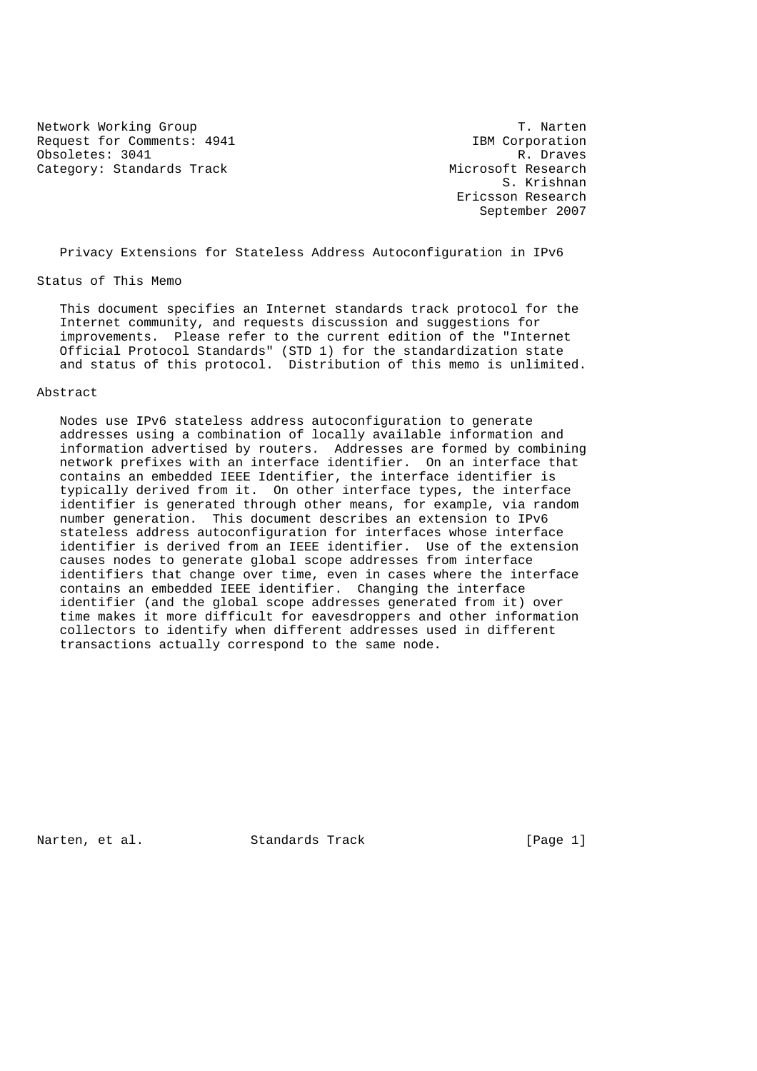Network Working Group T. Narten
Request for Comments: 4941 IBM Corporation
Obsoletes: 3041 R. Draves
Category: Standards Track Microsoft Research
S. Krishnan
Ericsson Research
September 2007

# Privacy Extensions for Stateless Address Autoconfiguration in IPv6

## Status of This Memo

This document specifies an Internet standards track protocol for the Internet community, and requests discussion and suggestions for improvements. Please refer to the current edition of the "Internet Official Protocol Standards" (STD 1) for the standardization state and status of this protocol. Distribution of this memo is unlimited.

## Abstract

Nodes use IPv6 stateless address autoconfiguration to generate addresses using a combination of locally available information and information advertised by routers. Addresses are formed by combining network prefixes with an interface identifier. On an interface that contains an embedded IEEE Identifier, the interface identifier is typically derived from it. On other interface types, the interface identifier is generated through other means, for example, via random number generation. This document describes an extension to IPv6 stateless address autoconfiguration for interfaces whose interface identifier is derived from an IEEE identifier. Use of the extension causes nodes to generate global scope addresses from interface identifiers that change over time, even in cases where the interface contains an embedded IEEE identifier. Changing the interface identifier (and the global scope addresses generated from it) over time makes it more difficult for eavesdroppers and other information collectors to identify when different addresses used in different transactions actually correspond to the same node.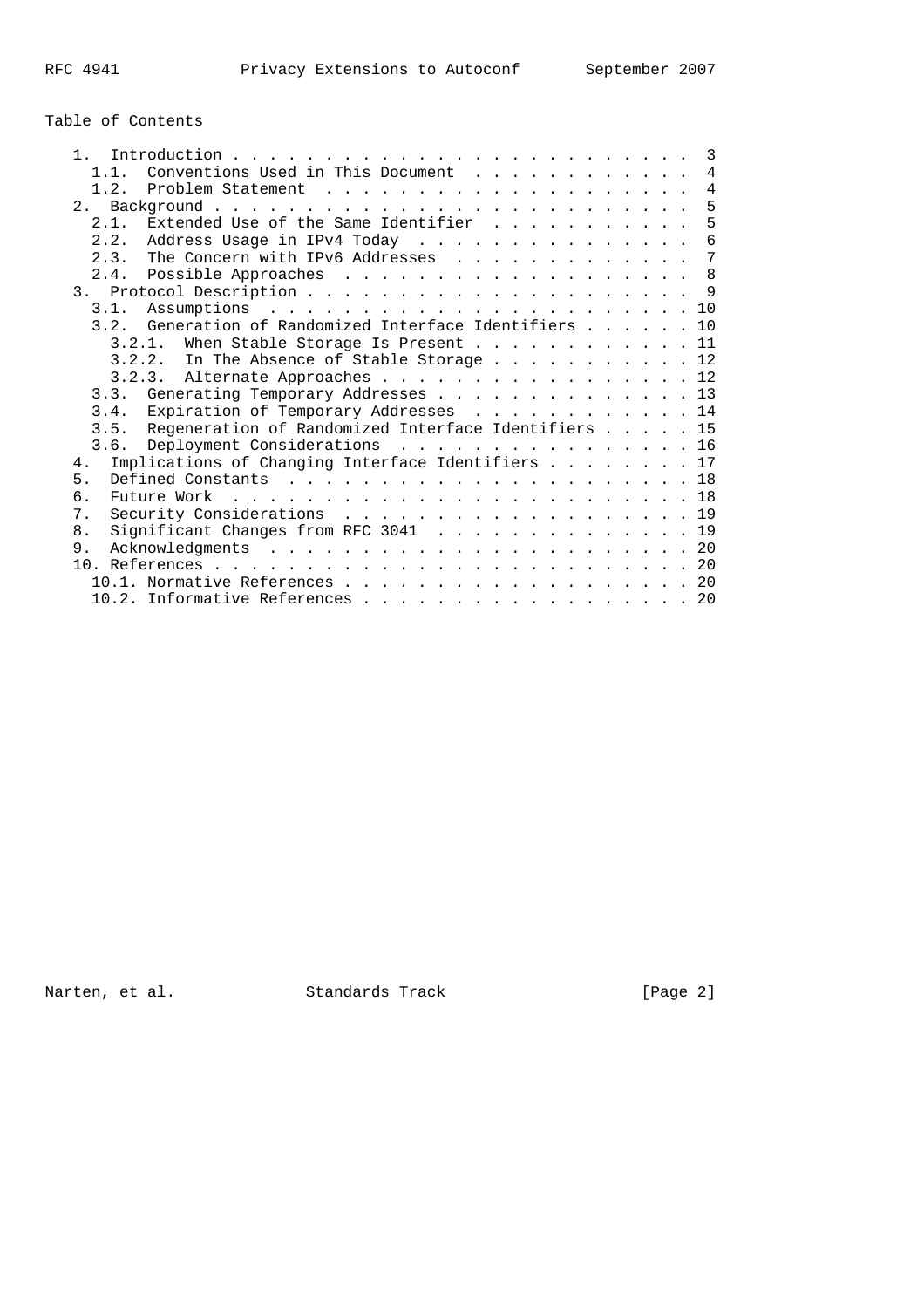Table of Contents

```
   1.  Introduction . . . . . . . . . . . . . . . . . . . . . . . . .  3
     1.1.  Conventions Used in This Document  . . . . . . . . . . . .  4
     1.2.  Problem Statement  . . . . . . . . . . . . . . . . . . . .  4
   2.  Background . . . . . . . . . . . . . . . . . . . . . . . . . .  5
     2.1.  Extended Use of the Same Identifier  . . . . . . . . . . .  5
     2.2.  Address Usage in IPv4 Today  . . . . . . . . . . . . . . .  6
     2.3.  The Concern with IPv6 Addresses  . . . . . . . . . . . . .  7
     2.4.  Possible Approaches  . . . . . . . . . . . . . . . . . . .  8
   3.  Protocol Description . . . . . . . . . . . . . . . . . . . . .  9
     3.1.  Assumptions  . . . . . . . . . . . . . . . . . . . . . . . 10
     3.2.  Generation of Randomized Interface Identifiers . . . . . . 10
       3.2.1.  When Stable Storage Is Present . . . . . . . . . . . . 11
       3.2.2.  In The Absence of Stable Storage . . . . . . . . . . . 12
       3.2.3.  Alternate Approaches . . . . . . . . . . . . . . . . . 12
     3.3.  Generating Temporary Addresses . . . . . . . . . . . . . . 13
     3.4.  Expiration of Temporary Addresses  . . . . . . . . . . . . 14
     3.5.  Regeneration of Randomized Interface Identifiers . . . . . 15
     3.6.  Deployment Considerations  . . . . . . . . . . . . . . . . 16
   4.  Implications of Changing Interface Identifiers . . . . . . . . 17
   5.  Defined Constants  . . . . . . . . . . . . . . . . . . . . . . 18
   6.  Future Work  . . . . . . . . . . . . . . . . . . . . . . . . . 18
   7.  Security Considerations  . . . . . . . . . . . . . . . . . . . 19
   8.  Significant Changes from RFC 3041  . . . . . . . . . . . . . . 19
   9.  Acknowledgments  . . . . . . . . . . . . . . . . . . . . . . . 20
   10. References . . . . . . . . . . . . . . . . . . . . . . . . . . 20
     10.1. Normative References . . . . . . . . . . . . . . . . . . . 20
     10.2. Informative References . . . . . . . . . . . . . . . . . . 20
```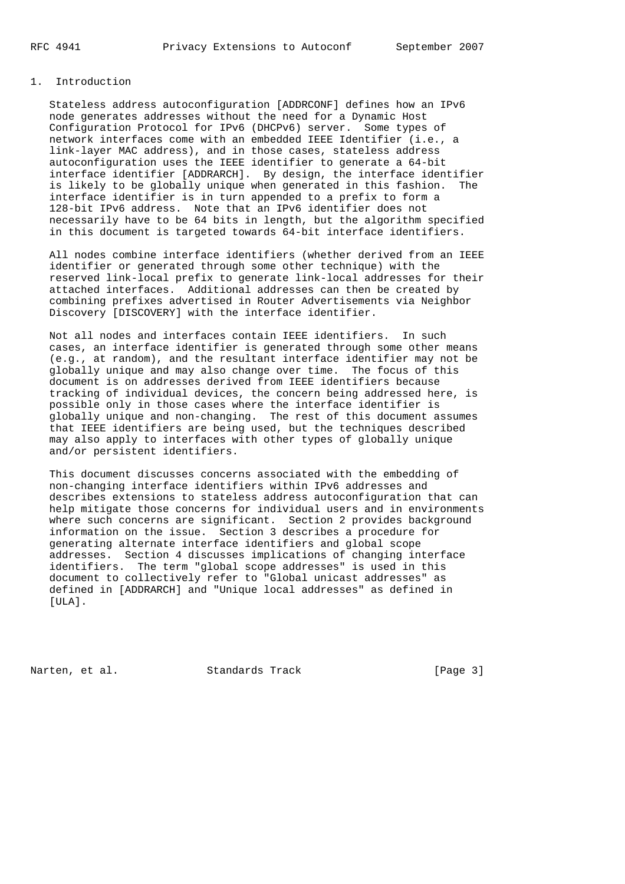## 1. Introduction

Stateless address autoconfiguration [ADDRCONF] defines how an IPv6 node generates addresses without the need for a Dynamic Host Configuration Protocol for IPv6 (DHCPv6) server. Some types of network interfaces come with an embedded IEEE Identifier (i.e., a link-layer MAC address), and in those cases, stateless address autoconfiguration uses the IEEE identifier to generate a 64-bit interface identifier [ADDRARCH]. By design, the interface identifier is likely to be globally unique when generated in this fashion. The interface identifier is in turn appended to a prefix to form a 128-bit IPv6 address. Note that an IPv6 identifier does not necessarily have to be 64 bits in length, but the algorithm specified in this document is targeted towards 64-bit interface identifiers.

All nodes combine interface identifiers (whether derived from an IEEE identifier or generated through some other technique) with the reserved link-local prefix to generate link-local addresses for their attached interfaces. Additional addresses can then be created by combining prefixes advertised in Router Advertisements via Neighbor Discovery [DISCOVERY] with the interface identifier.

Not all nodes and interfaces contain IEEE identifiers. In such cases, an interface identifier is generated through some other means (e.g., at random), and the resultant interface identifier may not be globally unique and may also change over time. The focus of this document is on addresses derived from IEEE identifiers because tracking of individual devices, the concern being addressed here, is possible only in those cases where the interface identifier is globally unique and non-changing. The rest of this document assumes that IEEE identifiers are being used, but the techniques described may also apply to interfaces with other types of globally unique and/or persistent identifiers.

This document discusses concerns associated with the embedding of non-changing interface identifiers within IPv6 addresses and describes extensions to stateless address autoconfiguration that can help mitigate those concerns for individual users and in environments where such concerns are significant. Section 2 provides background information on the issue. Section 3 describes a procedure for generating alternate interface identifiers and global scope addresses. Section 4 discusses implications of changing interface identifiers. The term "global scope addresses" is used in this document to collectively refer to "Global unicast addresses" as defined in [ADDRARCH] and "Unique local addresses" as defined in [ULA].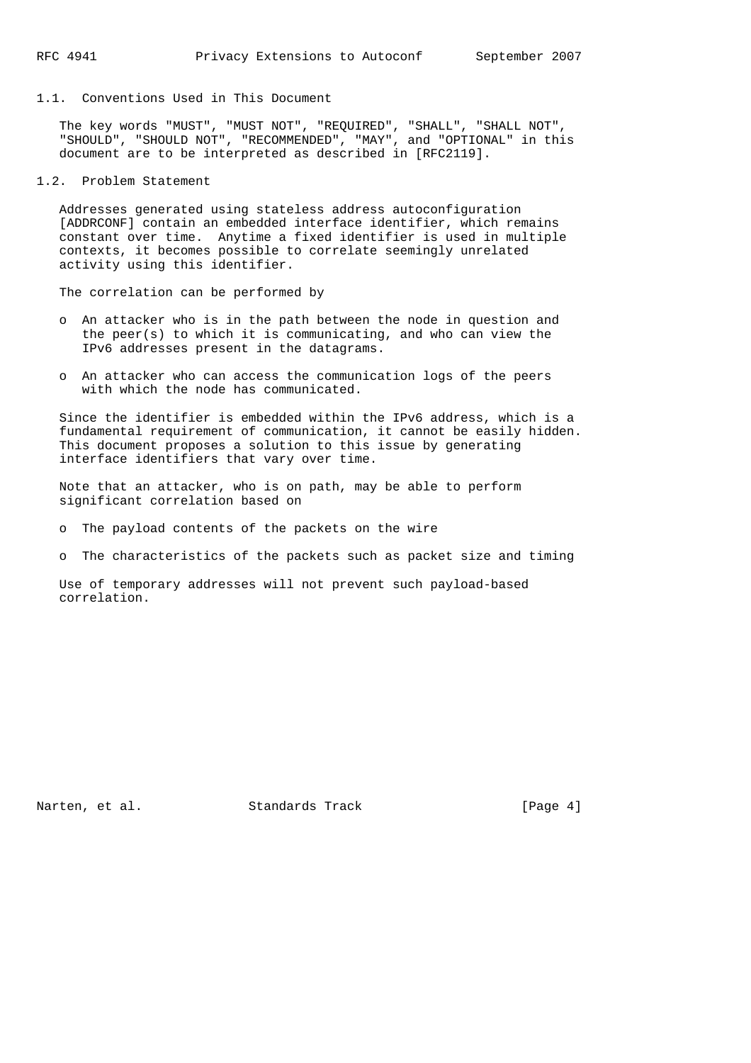### 1.1. Conventions Used in This Document

The key words "MUST", "MUST NOT", "REQUIRED", "SHALL", "SHALL NOT", "SHOULD", "SHOULD NOT", "RECOMMENDED", "MAY", and "OPTIONAL" in this document are to be interpreted as described in [RFC2119].

### 1.2. Problem Statement

Addresses generated using stateless address autoconfiguration [ADDRCONF] contain an embedded interface identifier, which remains constant over time. Anytime a fixed identifier is used in multiple contexts, it becomes possible to correlate seemingly unrelated activity using this identifier.

The correlation can be performed by

- An attacker who is in the path between the node in question and the peer(s) to which it is communicating, and who can view the IPv6 addresses present in the datagrams.
- An attacker who can access the communication logs of the peers with which the node has communicated.

Since the identifier is embedded within the IPv6 address, which is a fundamental requirement of communication, it cannot be easily hidden. This document proposes a solution to this issue by generating interface identifiers that vary over time.

Note that an attacker, who is on path, may be able to perform significant correlation based on

- The payload contents of the packets on the wire
- The characteristics of the packets such as packet size and timing

Use of temporary addresses will not prevent such payload-based correlation.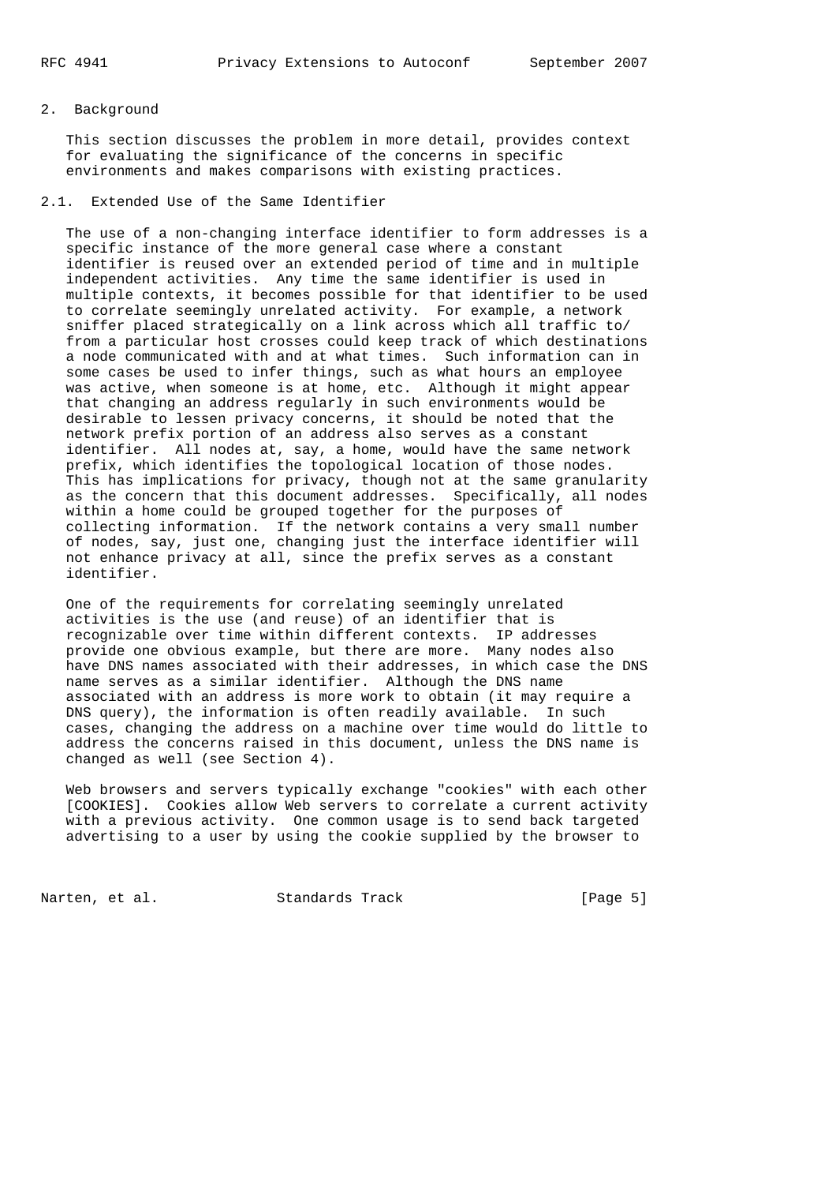## 2. Background

This section discusses the problem in more detail, provides context for evaluating the significance of the concerns in specific environments and makes comparisons with existing practices.

### 2.1. Extended Use of the Same Identifier

The use of a non-changing interface identifier to form addresses is a specific instance of the more general case where a constant identifier is reused over an extended period of time and in multiple independent activities. Any time the same identifier is used in multiple contexts, it becomes possible for that identifier to be used to correlate seemingly unrelated activity. For example, a network sniffer placed strategically on a link across which all traffic to/from a particular host crosses could keep track of which destinations a node communicated with and at what times. Such information can in some cases be used to infer things, such as what hours an employee was active, when someone is at home, etc. Although it might appear that changing an address regularly in such environments would be desirable to lessen privacy concerns, it should be noted that the network prefix portion of an address also serves as a constant identifier. All nodes at, say, a home, would have the same network prefix, which identifies the topological location of those nodes. This has implications for privacy, though not at the same granularity as the concern that this document addresses. Specifically, all nodes within a home could be grouped together for the purposes of collecting information. If the network contains a very small number of nodes, say, just one, changing just the interface identifier will not enhance privacy at all, since the prefix serves as a constant identifier.

One of the requirements for correlating seemingly unrelated activities is the use (and reuse) of an identifier that is recognizable over time within different contexts. IP addresses provide one obvious example, but there are more. Many nodes also have DNS names associated with their addresses, in which case the DNS name serves as a similar identifier. Although the DNS name associated with an address is more work to obtain (it may require a DNS query), the information is often readily available. In such cases, changing the address on a machine over time would do little to address the concerns raised in this document, unless the DNS name is changed as well (see Section 4).

Web browsers and servers typically exchange "cookies" with each other [COOKIES]. Cookies allow Web servers to correlate a current activity with a previous activity. One common usage is to send back targeted advertising to a user by using the cookie supplied by the browser to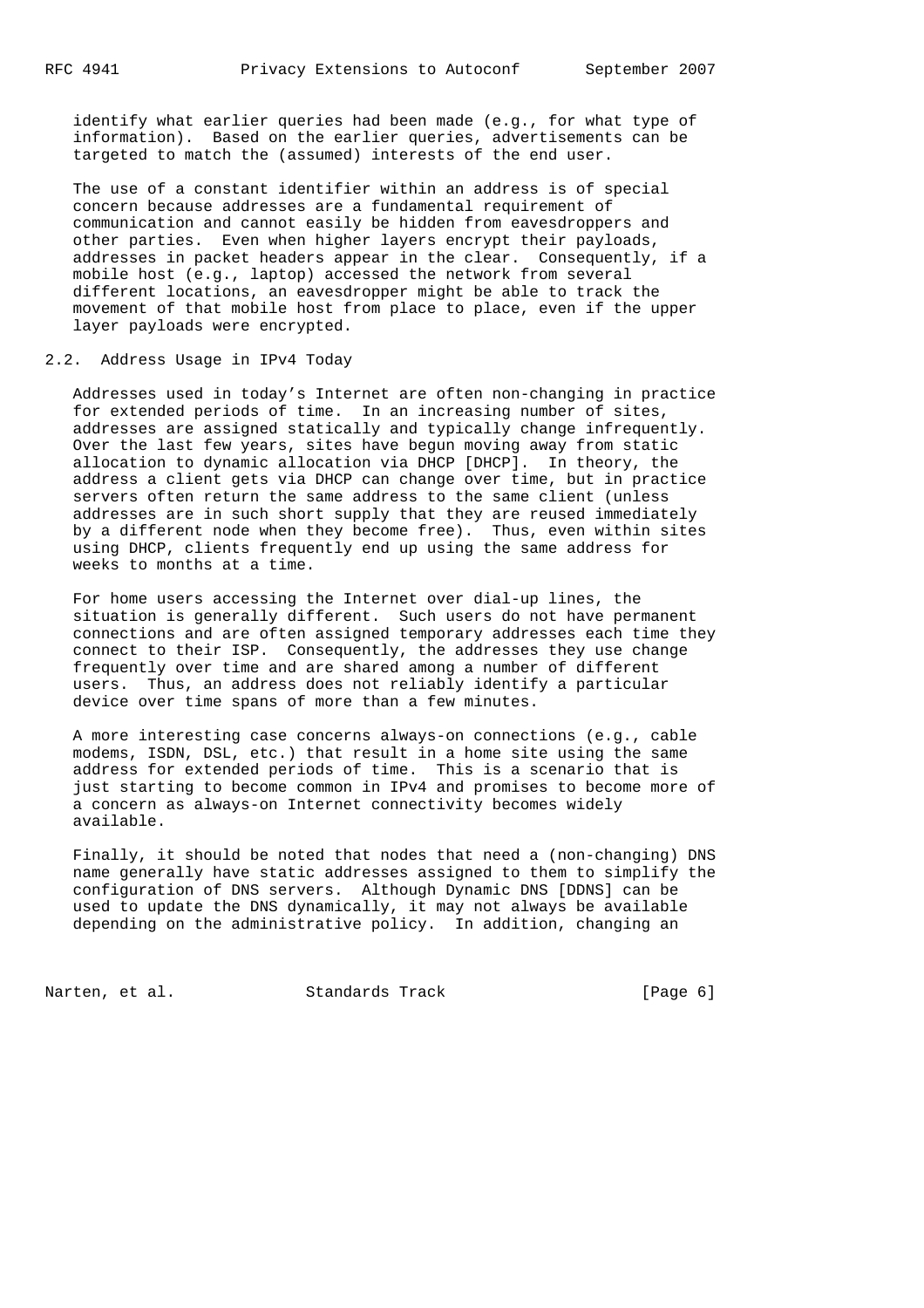identify what earlier queries had been made (e.g., for what type of information). Based on the earlier queries, advertisements can be targeted to match the (assumed) interests of the end user.

The use of a constant identifier within an address is of special concern because addresses are a fundamental requirement of communication and cannot easily be hidden from eavesdroppers and other parties. Even when higher layers encrypt their payloads, addresses in packet headers appear in the clear. Consequently, if a mobile host (e.g., laptop) accessed the network from several different locations, an eavesdropper might be able to track the movement of that mobile host from place to place, even if the upper layer payloads were encrypted.

## 2.2. Address Usage in IPv4 Today

Addresses used in today's Internet are often non-changing in practice for extended periods of time. In an increasing number of sites, addresses are assigned statically and typically change infrequently. Over the last few years, sites have begun moving away from static allocation to dynamic allocation via DHCP [DHCP]. In theory, the address a client gets via DHCP can change over time, but in practice servers often return the same address to the same client (unless addresses are in such short supply that they are reused immediately by a different node when they become free). Thus, even within sites using DHCP, clients frequently end up using the same address for weeks to months at a time.

For home users accessing the Internet over dial-up lines, the situation is generally different. Such users do not have permanent connections and are often assigned temporary addresses each time they connect to their ISP. Consequently, the addresses they use change frequently over time and are shared among a number of different users. Thus, an address does not reliably identify a particular device over time spans of more than a few minutes.

A more interesting case concerns always-on connections (e.g., cable modems, ISDN, DSL, etc.) that result in a home site using the same address for extended periods of time. This is a scenario that is just starting to become common in IPv4 and promises to become more of a concern as always-on Internet connectivity becomes widely available.

Finally, it should be noted that nodes that need a (non-changing) DNS name generally have static addresses assigned to them to simplify the configuration of DNS servers. Although Dynamic DNS [DDNS] can be used to update the DNS dynamically, it may not always be available depending on the administrative policy. In addition, changing an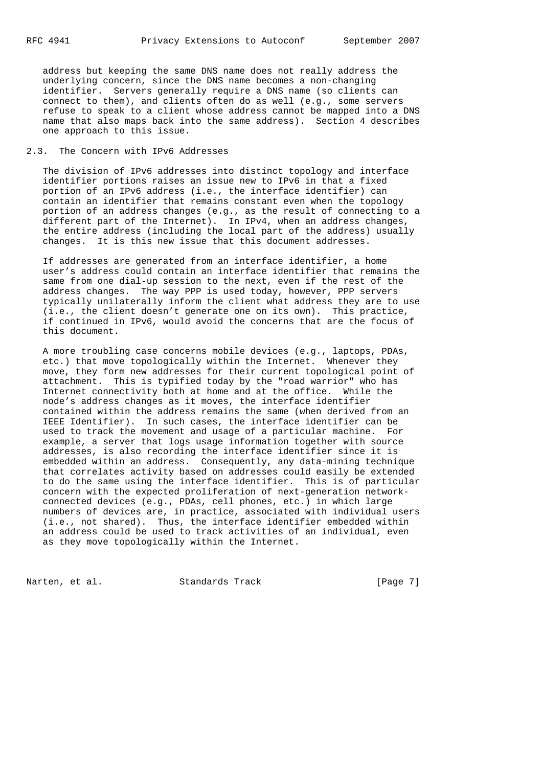address but keeping the same DNS name does not really address the underlying concern, since the DNS name becomes a non-changing identifier. Servers generally require a DNS name (so clients can connect to them), and clients often do as well (e.g., some servers refuse to speak to a client whose address cannot be mapped into a DNS name that also maps back into the same address). Section 4 describes one approach to this issue.

### 2.3. The Concern with IPv6 Addresses

The division of IPv6 addresses into distinct topology and interface identifier portions raises an issue new to IPv6 in that a fixed portion of an IPv6 address (i.e., the interface identifier) can contain an identifier that remains constant even when the topology portion of an address changes (e.g., as the result of connecting to a different part of the Internet). In IPv4, when an address changes, the entire address (including the local part of the address) usually changes. It is this new issue that this document addresses.

If addresses are generated from an interface identifier, a home user's address could contain an interface identifier that remains the same from one dial-up session to the next, even if the rest of the address changes. The way PPP is used today, however, PPP servers typically unilaterally inform the client what address they are to use (i.e., the client doesn't generate one on its own). This practice, if continued in IPv6, would avoid the concerns that are the focus of this document.

A more troubling case concerns mobile devices (e.g., laptops, PDAs, etc.) that move topologically within the Internet. Whenever they move, they form new addresses for their current topological point of attachment. This is typified today by the "road warrior" who has Internet connectivity both at home and at the office. While the node's address changes as it moves, the interface identifier contained within the address remains the same (when derived from an IEEE Identifier). In such cases, the interface identifier can be used to track the movement and usage of a particular machine. For example, a server that logs usage information together with source addresses, is also recording the interface identifier since it is embedded within an address. Consequently, any data-mining technique that correlates activity based on addresses could easily be extended to do the same using the interface identifier. This is of particular concern with the expected proliferation of next-generation network-connected devices (e.g., PDAs, cell phones, etc.) in which large numbers of devices are, in practice, associated with individual users (i.e., not shared). Thus, the interface identifier embedded within an address could be used to track activities of an individual, even as they move topologically within the Internet.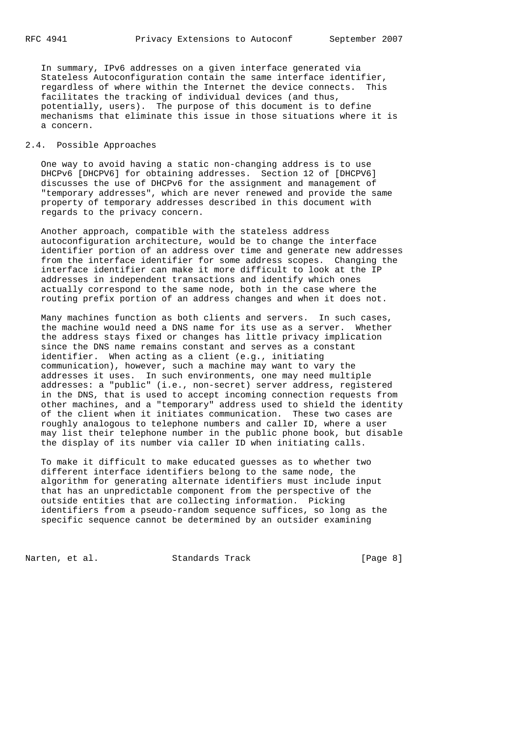In summary, IPv6 addresses on a given interface generated via Stateless Autoconfiguration contain the same interface identifier, regardless of where within the Internet the device connects. This facilitates the tracking of individual devices (and thus, potentially, users). The purpose of this document is to define mechanisms that eliminate this issue in those situations where it is a concern.

## 2.4. Possible Approaches

One way to avoid having a static non-changing address is to use DHCPv6 [DHCPV6] for obtaining addresses. Section 12 of [DHCPV6] discusses the use of DHCPv6 for the assignment and management of "temporary addresses", which are never renewed and provide the same property of temporary addresses described in this document with regards to the privacy concern.

Another approach, compatible with the stateless address autoconfiguration architecture, would be to change the interface identifier portion of an address over time and generate new addresses from the interface identifier for some address scopes. Changing the interface identifier can make it more difficult to look at the IP addresses in independent transactions and identify which ones actually correspond to the same node, both in the case where the routing prefix portion of an address changes and when it does not.

Many machines function as both clients and servers. In such cases, the machine would need a DNS name for its use as a server. Whether the address stays fixed or changes has little privacy implication since the DNS name remains constant and serves as a constant identifier. When acting as a client (e.g., initiating communication), however, such a machine may want to vary the addresses it uses. In such environments, one may need multiple addresses: a "public" (i.e., non-secret) server address, registered in the DNS, that is used to accept incoming connection requests from other machines, and a "temporary" address used to shield the identity of the client when it initiates communication. These two cases are roughly analogous to telephone numbers and caller ID, where a user may list their telephone number in the public phone book, but disable the display of its number via caller ID when initiating calls.

To make it difficult to make educated guesses as to whether two different interface identifiers belong to the same node, the algorithm for generating alternate identifiers must include input that has an unpredictable component from the perspective of the outside entities that are collecting information. Picking identifiers from a pseudo-random sequence suffices, so long as the specific sequence cannot be determined by an outsider examining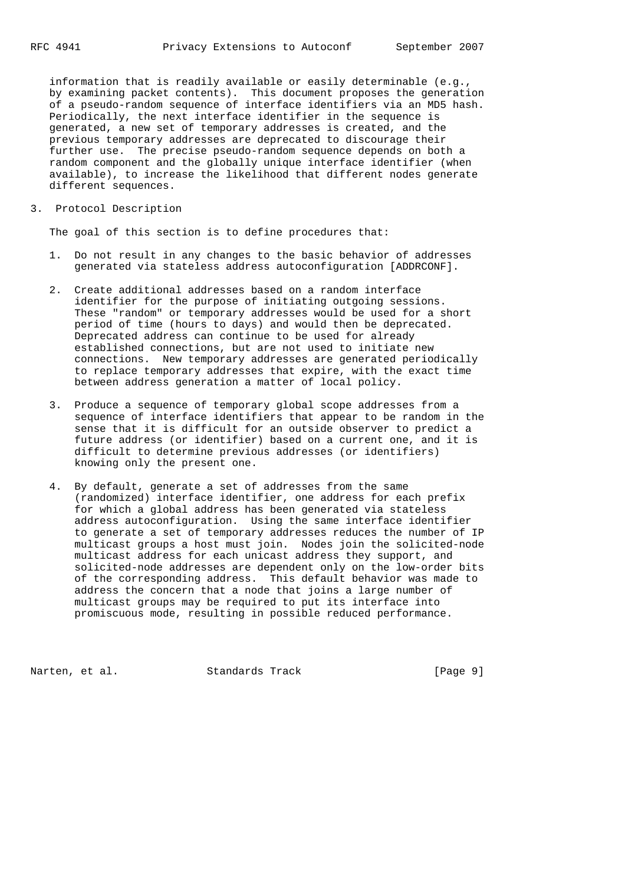information that is readily available or easily determinable (e.g., by examining packet contents). This document proposes the generation of a pseudo-random sequence of interface identifiers via an MD5 hash. Periodically, the next interface identifier in the sequence is generated, a new set of temporary addresses is created, and the previous temporary addresses are deprecated to discourage their further use. The precise pseudo-random sequence depends on both a random component and the globally unique interface identifier (when available), to increase the likelihood that different nodes generate different sequences.

## 3. Protocol Description

The goal of this section is to define procedures that:

1. Do not result in any changes to the basic behavior of addresses generated via stateless address autoconfiguration [ADDRCONF].

2. Create additional addresses based on a random interface identifier for the purpose of initiating outgoing sessions. These "random" or temporary addresses would be used for a short period of time (hours to days) and would then be deprecated. Deprecated address can continue to be used for already established connections, but are not used to initiate new connections. New temporary addresses are generated periodically to replace temporary addresses that expire, with the exact time between address generation a matter of local policy.

3. Produce a sequence of temporary global scope addresses from a sequence of interface identifiers that appear to be random in the sense that it is difficult for an outside observer to predict a future address (or identifier) based on a current one, and it is difficult to determine previous addresses (or identifiers) knowing only the present one.

4. By default, generate a set of addresses from the same (randomized) interface identifier, one address for each prefix for which a global address has been generated via stateless address autoconfiguration. Using the same interface identifier to generate a set of temporary addresses reduces the number of IP multicast groups a host must join. Nodes join the solicited-node multicast address for each unicast address they support, and solicited-node addresses are dependent only on the low-order bits of the corresponding address. This default behavior was made to address the concern that a node that joins a large number of multicast groups may be required to put its interface into promiscuous mode, resulting in possible reduced performance.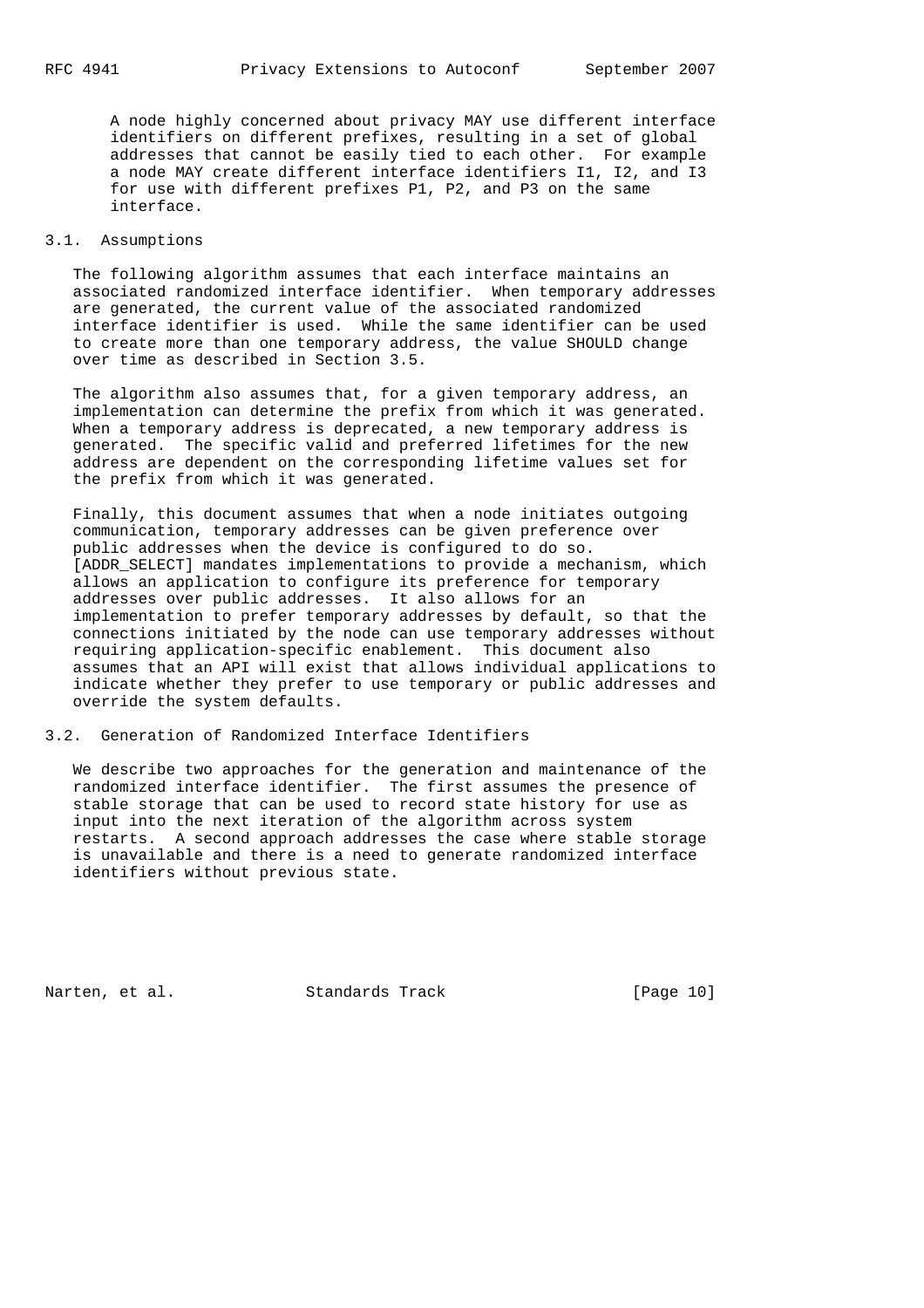A node highly concerned about privacy MAY use different interface identifiers on different prefixes, resulting in a set of global addresses that cannot be easily tied to each other. For example a node MAY create different interface identifiers I1, I2, and I3 for use with different prefixes P1, P2, and P3 on the same interface.

### 3.1. Assumptions

The following algorithm assumes that each interface maintains an associated randomized interface identifier. When temporary addresses are generated, the current value of the associated randomized interface identifier is used. While the same identifier can be used to create more than one temporary address, the value SHOULD change over time as described in Section 3.5.

The algorithm also assumes that, for a given temporary address, an implementation can determine the prefix from which it was generated. When a temporary address is deprecated, a new temporary address is generated. The specific valid and preferred lifetimes for the new address are dependent on the corresponding lifetime values set for the prefix from which it was generated.

Finally, this document assumes that when a node initiates outgoing communication, temporary addresses can be given preference over public addresses when the device is configured to do so. [ADDR_SELECT] mandates implementations to provide a mechanism, which allows an application to configure its preference for temporary addresses over public addresses. It also allows for an implementation to prefer temporary addresses by default, so that the connections initiated by the node can use temporary addresses without requiring application-specific enablement. This document also assumes that an API will exist that allows individual applications to indicate whether they prefer to use temporary or public addresses and override the system defaults.

### 3.2. Generation of Randomized Interface Identifiers

We describe two approaches for the generation and maintenance of the randomized interface identifier. The first assumes the presence of stable storage that can be used to record state history for use as input into the next iteration of the algorithm across system restarts. A second approach addresses the case where stable storage is unavailable and there is a need to generate randomized interface identifiers without previous state.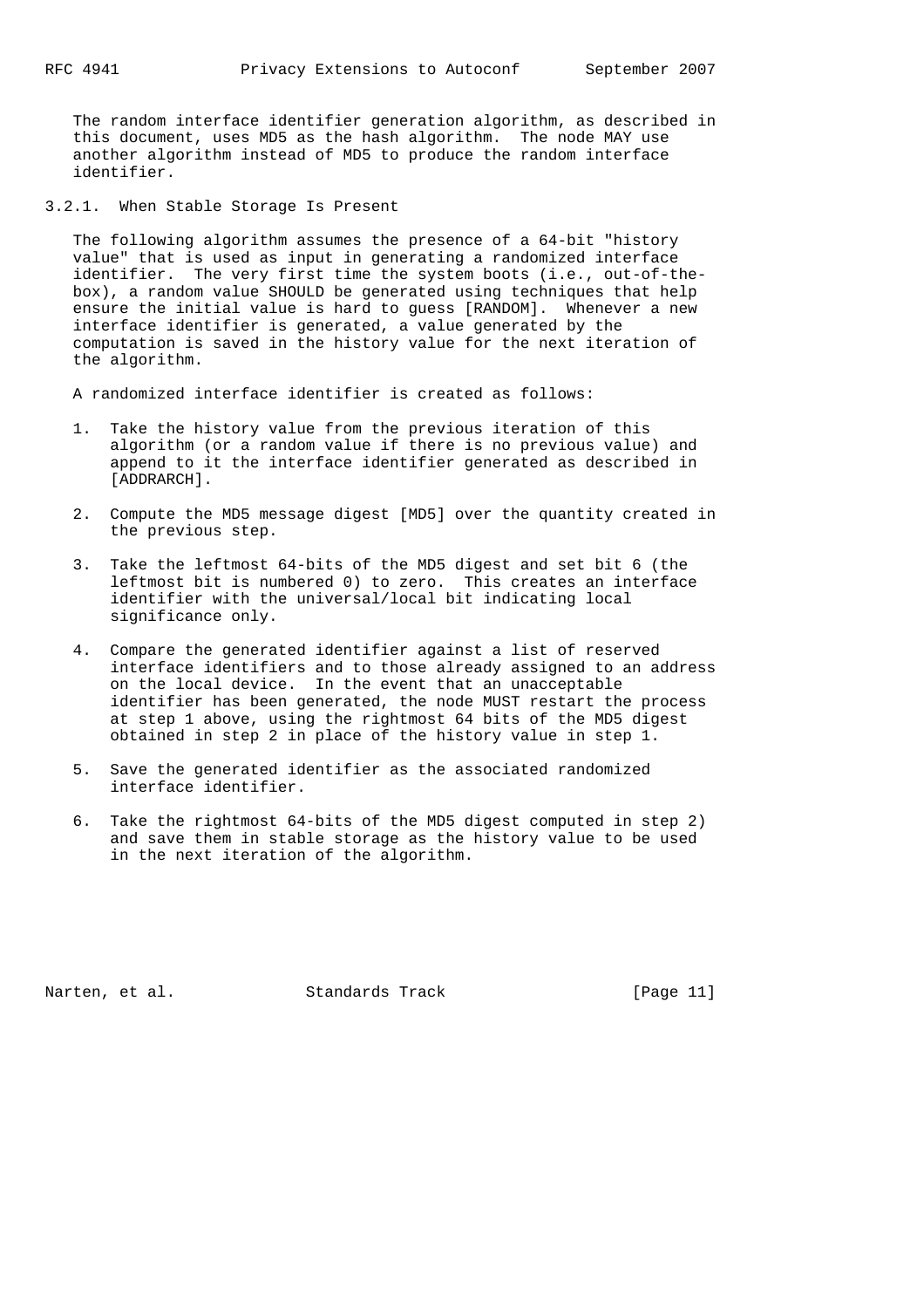The random interface identifier generation algorithm, as described in this document, uses MD5 as the hash algorithm. The node MAY use another algorithm instead of MD5 to produce the random interface identifier.

### 3.2.1. When Stable Storage Is Present

The following algorithm assumes the presence of a 64-bit "history value" that is used as input in generating a randomized interface identifier. The very first time the system boots (i.e., out-of-the-box), a random value SHOULD be generated using techniques that help ensure the initial value is hard to guess [RANDOM]. Whenever a new interface identifier is generated, a value generated by the computation is saved in the history value for the next iteration of the algorithm.

A randomized interface identifier is created as follows:

1. Take the history value from the previous iteration of this algorithm (or a random value if there is no previous value) and append to it the interface identifier generated as described in [ADDRARCH].

2. Compute the MD5 message digest [MD5] over the quantity created in the previous step.

3. Take the leftmost 64-bits of the MD5 digest and set bit 6 (the leftmost bit is numbered 0) to zero. This creates an interface identifier with the universal/local bit indicating local significance only.

4. Compare the generated identifier against a list of reserved interface identifiers and to those already assigned to an address on the local device. In the event that an unacceptable identifier has been generated, the node MUST restart the process at step 1 above, using the rightmost 64 bits of the MD5 digest obtained in step 2 in place of the history value in step 1.

5. Save the generated identifier as the associated randomized interface identifier.

6. Take the rightmost 64-bits of the MD5 digest computed in step 2) and save them in stable storage as the history value to be used in the next iteration of the algorithm.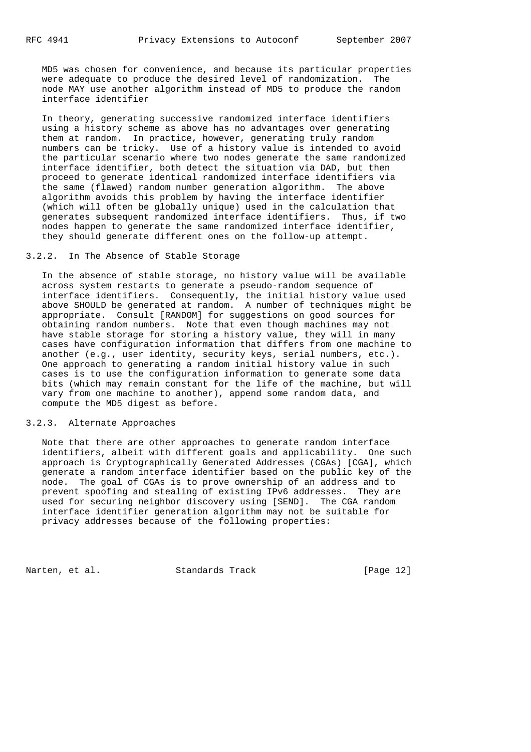MD5 was chosen for convenience, and because its particular properties were adequate to produce the desired level of randomization. The node MAY use another algorithm instead of MD5 to produce the random interface identifier

In theory, generating successive randomized interface identifiers using a history scheme as above has no advantages over generating them at random. In practice, however, generating truly random numbers can be tricky. Use of a history value is intended to avoid the particular scenario where two nodes generate the same randomized interface identifier, both detect the situation via DAD, but then proceed to generate identical randomized interface identifiers via the same (flawed) random number generation algorithm. The above algorithm avoids this problem by having the interface identifier (which will often be globally unique) used in the calculation that generates subsequent randomized interface identifiers. Thus, if two nodes happen to generate the same randomized interface identifier, they should generate different ones on the follow-up attempt.

### 3.2.2. In The Absence of Stable Storage

In the absence of stable storage, no history value will be available across system restarts to generate a pseudo-random sequence of interface identifiers. Consequently, the initial history value used above SHOULD be generated at random. A number of techniques might be appropriate. Consult [RANDOM] for suggestions on good sources for obtaining random numbers. Note that even though machines may not have stable storage for storing a history value, they will in many cases have configuration information that differs from one machine to another (e.g., user identity, security keys, serial numbers, etc.). One approach to generating a random initial history value in such cases is to use the configuration information to generate some data bits (which may remain constant for the life of the machine, but will vary from one machine to another), append some random data, and compute the MD5 digest as before.

### 3.2.3. Alternate Approaches

Note that there are other approaches to generate random interface identifiers, albeit with different goals and applicability. One such approach is Cryptographically Generated Addresses (CGAs) [CGA], which generate a random interface identifier based on the public key of the node. The goal of CGAs is to prove ownership of an address and to prevent spoofing and stealing of existing IPv6 addresses. They are used for securing neighbor discovery using [SEND]. The CGA random interface identifier generation algorithm may not be suitable for privacy addresses because of the following properties: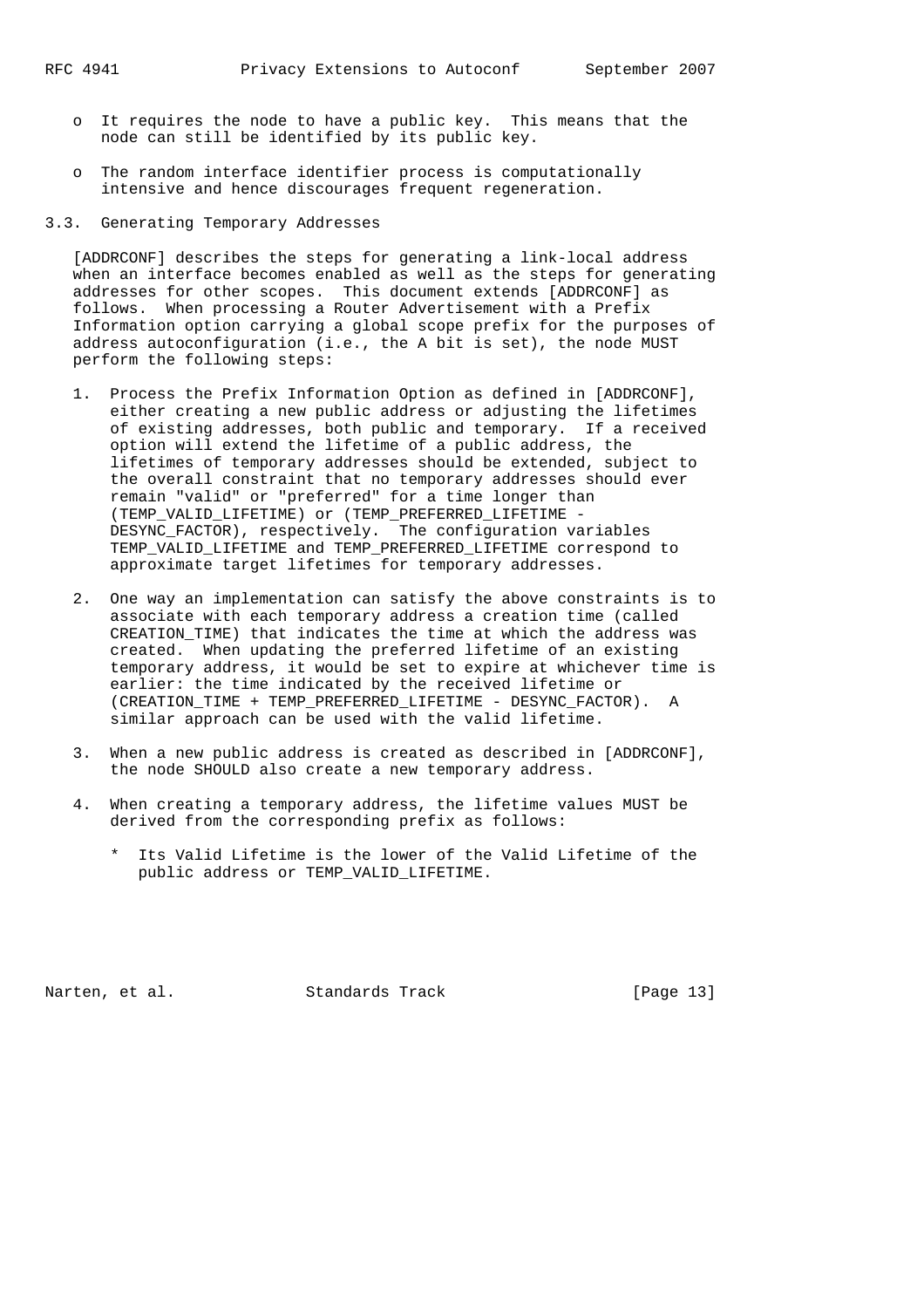- It requires the node to have a public key. This means that the node can still be identified by its public key.
- The random interface identifier process is computationally intensive and hence discourages frequent regeneration.

### 3.3. Generating Temporary Addresses

[ADDRCONF] describes the steps for generating a link-local address when an interface becomes enabled as well as the steps for generating addresses for other scopes. This document extends [ADDRCONF] as follows. When processing a Router Advertisement with a Prefix Information option carrying a global scope prefix for the purposes of address autoconfiguration (i.e., the A bit is set), the node MUST perform the following steps:

1. Process the Prefix Information Option as defined in [ADDRCONF], either creating a new public address or adjusting the lifetimes of existing addresses, both public and temporary. If a received option will extend the lifetime of a public address, the lifetimes of temporary addresses should be extended, subject to the overall constraint that no temporary addresses should ever remain "valid" or "preferred" for a time longer than (TEMP_VALID_LIFETIME) or (TEMP_PREFERRED_LIFETIME - DESYNC_FACTOR), respectively. The configuration variables TEMP_VALID_LIFETIME and TEMP_PREFERRED_LIFETIME correspond to approximate target lifetimes for temporary addresses.

2. One way an implementation can satisfy the above constraints is to associate with each temporary address a creation time (called CREATION_TIME) that indicates the time at which the address was created. When updating the preferred lifetime of an existing temporary address, it would be set to expire at whichever time is earlier: the time indicated by the received lifetime or (CREATION_TIME + TEMP_PREFERRED_LIFETIME - DESYNC_FACTOR). A similar approach can be used with the valid lifetime.

3. When a new public address is created as described in [ADDRCONF], the node SHOULD also create a new temporary address.

4. When creating a temporary address, the lifetime values MUST be derived from the corresponding prefix as follows:

   * Its Valid Lifetime is the lower of the Valid Lifetime of the public address or TEMP_VALID_LIFETIME.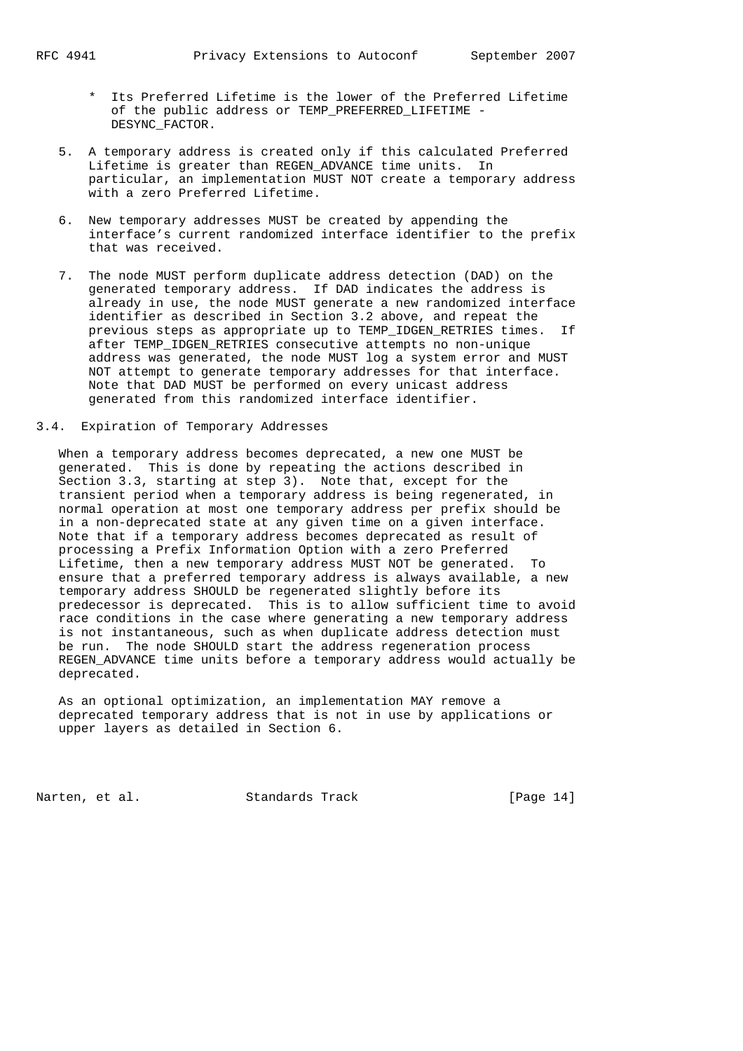* Its Preferred Lifetime is the lower of the Preferred Lifetime of the public address or TEMP_PREFERRED_LIFETIME - DESYNC_FACTOR.

5. A temporary address is created only if this calculated Preferred Lifetime is greater than REGEN_ADVANCE time units. In particular, an implementation MUST NOT create a temporary address with a zero Preferred Lifetime.

6. New temporary addresses MUST be created by appending the interface's current randomized interface identifier to the prefix that was received.

7. The node MUST perform duplicate address detection (DAD) on the generated temporary address. If DAD indicates the address is already in use, the node MUST generate a new randomized interface identifier as described in Section 3.2 above, and repeat the previous steps as appropriate up to TEMP_IDGEN_RETRIES times. If after TEMP_IDGEN_RETRIES consecutive attempts no non-unique address was generated, the node MUST log a system error and MUST NOT attempt to generate temporary addresses for that interface. Note that DAD MUST be performed on every unicast address generated from this randomized interface identifier.

### 3.4. Expiration of Temporary Addresses

When a temporary address becomes deprecated, a new one MUST be generated. This is done by repeating the actions described in Section 3.3, starting at step 3). Note that, except for the transient period when a temporary address is being regenerated, in normal operation at most one temporary address per prefix should be in a non-deprecated state at any given time on a given interface. Note that if a temporary address becomes deprecated as result of processing a Prefix Information Option with a zero Preferred Lifetime, then a new temporary address MUST NOT be generated. To ensure that a preferred temporary address is always available, a new temporary address SHOULD be regenerated slightly before its predecessor is deprecated. This is to allow sufficient time to avoid race conditions in the case where generating a new temporary address is not instantaneous, such as when duplicate address detection must be run. The node SHOULD start the address regeneration process REGEN_ADVANCE time units before a temporary address would actually be deprecated.

As an optional optimization, an implementation MAY remove a deprecated temporary address that is not in use by applications or upper layers as detailed in Section 6.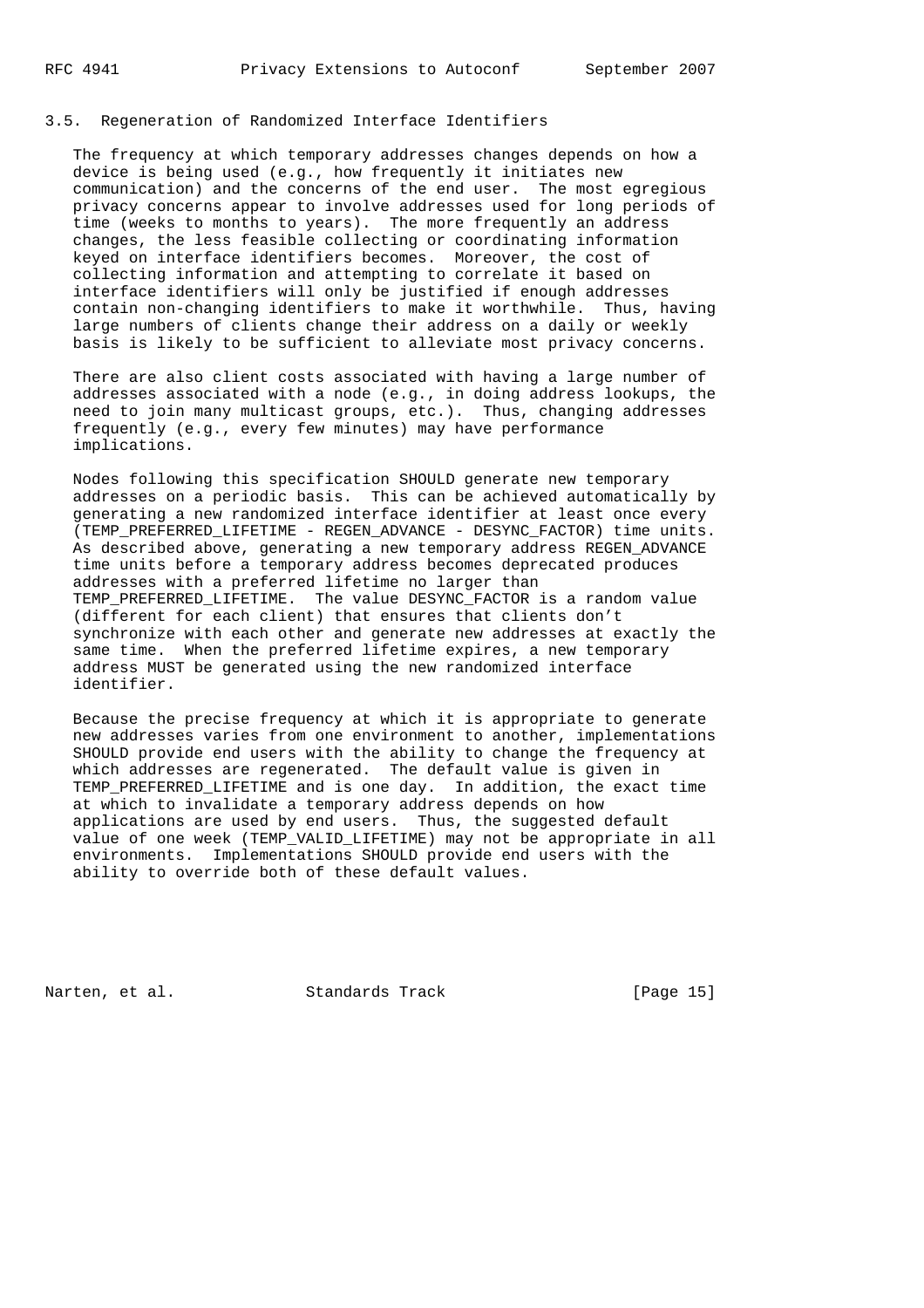### 3.5. Regeneration of Randomized Interface Identifiers

The frequency at which temporary addresses changes depends on how a device is being used (e.g., how frequently it initiates new communication) and the concerns of the end user. The most egregious privacy concerns appear to involve addresses used for long periods of time (weeks to months to years). The more frequently an address changes, the less feasible collecting or coordinating information keyed on interface identifiers becomes. Moreover, the cost of collecting information and attempting to correlate it based on interface identifiers will only be justified if enough addresses contain non-changing identifiers to make it worthwhile. Thus, having large numbers of clients change their address on a daily or weekly basis is likely to be sufficient to alleviate most privacy concerns.

There are also client costs associated with having a large number of addresses associated with a node (e.g., in doing address lookups, the need to join many multicast groups, etc.). Thus, changing addresses frequently (e.g., every few minutes) may have performance implications.

Nodes following this specification SHOULD generate new temporary addresses on a periodic basis. This can be achieved automatically by generating a new randomized interface identifier at least once every (TEMP_PREFERRED_LIFETIME - REGEN_ADVANCE - DESYNC_FACTOR) time units. As described above, generating a new temporary address REGEN_ADVANCE time units before a temporary address becomes deprecated produces addresses with a preferred lifetime no larger than TEMP_PREFERRED_LIFETIME. The value DESYNC_FACTOR is a random value (different for each client) that ensures that clients don't synchronize with each other and generate new addresses at exactly the same time. When the preferred lifetime expires, a new temporary address MUST be generated using the new randomized interface identifier.

Because the precise frequency at which it is appropriate to generate new addresses varies from one environment to another, implementations SHOULD provide end users with the ability to change the frequency at which addresses are regenerated. The default value is given in TEMP_PREFERRED_LIFETIME and is one day. In addition, the exact time at which to invalidate a temporary address depends on how applications are used by end users. Thus, the suggested default value of one week (TEMP_VALID_LIFETIME) may not be appropriate in all environments. Implementations SHOULD provide end users with the ability to override both of these default values.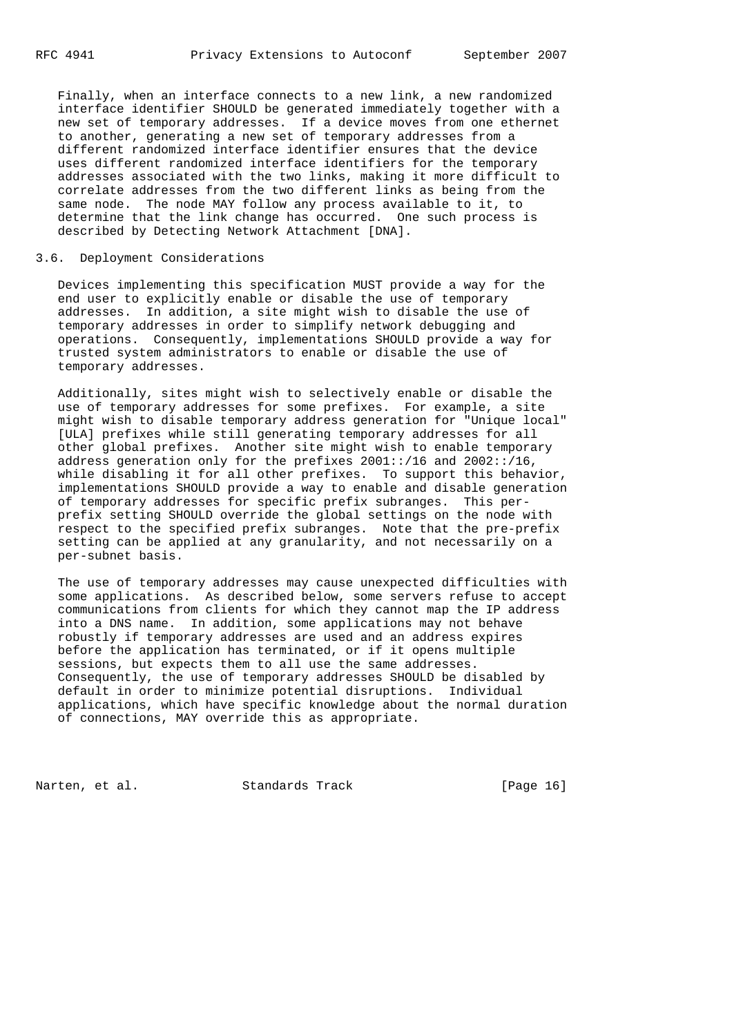Finally, when an interface connects to a new link, a new randomized interface identifier SHOULD be generated immediately together with a new set of temporary addresses. If a device moves from one ethernet to another, generating a new set of temporary addresses from a different randomized interface identifier ensures that the device uses different randomized interface identifiers for the temporary addresses associated with the two links, making it more difficult to correlate addresses from the two different links as being from the same node. The node MAY follow any process available to it, to determine that the link change has occurred. One such process is described by Detecting Network Attachment [DNA].

### 3.6. Deployment Considerations

Devices implementing this specification MUST provide a way for the end user to explicitly enable or disable the use of temporary addresses. In addition, a site might wish to disable the use of temporary addresses in order to simplify network debugging and operations. Consequently, implementations SHOULD provide a way for trusted system administrators to enable or disable the use of temporary addresses.

Additionally, sites might wish to selectively enable or disable the use of temporary addresses for some prefixes. For example, a site might wish to disable temporary address generation for "Unique local" [ULA] prefixes while still generating temporary addresses for all other global prefixes. Another site might wish to enable temporary address generation only for the prefixes 2001::/16 and 2002::/16, while disabling it for all other prefixes. To support this behavior, implementations SHOULD provide a way to enable and disable generation of temporary addresses for specific prefix subranges. This per-prefix setting SHOULD override the global settings on the node with respect to the specified prefix subranges. Note that the pre-prefix setting can be applied at any granularity, and not necessarily on a per-subnet basis.

The use of temporary addresses may cause unexpected difficulties with some applications. As described below, some servers refuse to accept communications from clients for which they cannot map the IP address into a DNS name. In addition, some applications may not behave robustly if temporary addresses are used and an address expires before the application has terminated, or if it opens multiple sessions, but expects them to all use the same addresses. Consequently, the use of temporary addresses SHOULD be disabled by default in order to minimize potential disruptions. Individual applications, which have specific knowledge about the normal duration of connections, MAY override this as appropriate.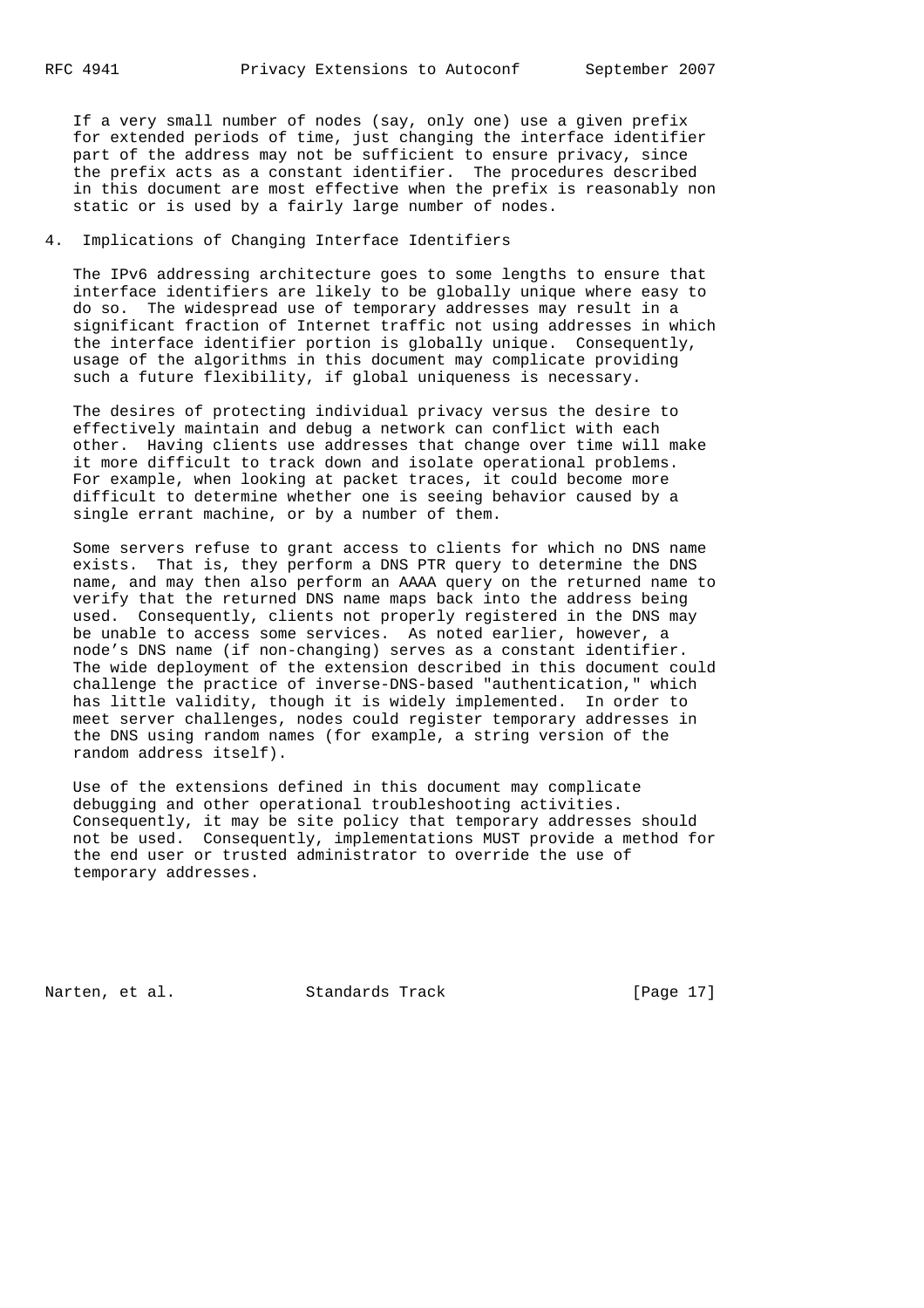If a very small number of nodes (say, only one) use a given prefix for extended periods of time, just changing the interface identifier part of the address may not be sufficient to ensure privacy, since the prefix acts as a constant identifier. The procedures described in this document are most effective when the prefix is reasonably non static or is used by a fairly large number of nodes.

## 4. Implications of Changing Interface Identifiers

The IPv6 addressing architecture goes to some lengths to ensure that interface identifiers are likely to be globally unique where easy to do so. The widespread use of temporary addresses may result in a significant fraction of Internet traffic not using addresses in which the interface identifier portion is globally unique. Consequently, usage of the algorithms in this document may complicate providing such a future flexibility, if global uniqueness is necessary.

The desires of protecting individual privacy versus the desire to effectively maintain and debug a network can conflict with each other. Having clients use addresses that change over time will make it more difficult to track down and isolate operational problems. For example, when looking at packet traces, it could become more difficult to determine whether one is seeing behavior caused by a single errant machine, or by a number of them.

Some servers refuse to grant access to clients for which no DNS name exists. That is, they perform a DNS PTR query to determine the DNS name, and may then also perform an AAAA query on the returned name to verify that the returned DNS name maps back into the address being used. Consequently, clients not properly registered in the DNS may be unable to access some services. As noted earlier, however, a node's DNS name (if non-changing) serves as a constant identifier. The wide deployment of the extension described in this document could challenge the practice of inverse-DNS-based "authentication," which has little validity, though it is widely implemented. In order to meet server challenges, nodes could register temporary addresses in the DNS using random names (for example, a string version of the random address itself).

Use of the extensions defined in this document may complicate debugging and other operational troubleshooting activities. Consequently, it may be site policy that temporary addresses should not be used. Consequently, implementations MUST provide a method for the end user or trusted administrator to override the use of temporary addresses.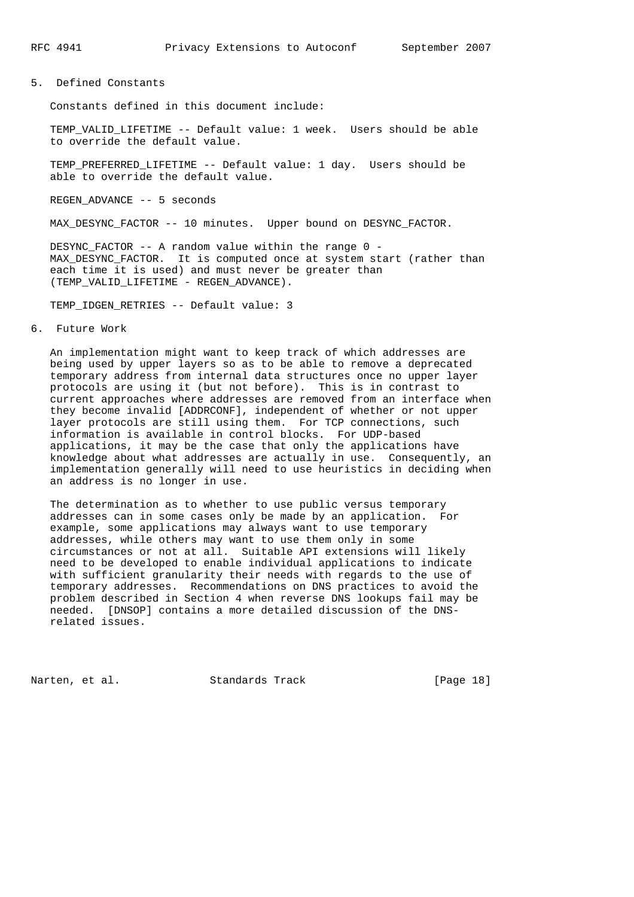## 5. Defined Constants

Constants defined in this document include:

TEMP_VALID_LIFETIME -- Default value: 1 week. Users should be able to override the default value.

TEMP_PREFERRED_LIFETIME -- Default value: 1 day. Users should be able to override the default value.

REGEN_ADVANCE -- 5 seconds

MAX_DESYNC_FACTOR -- 10 minutes. Upper bound on DESYNC_FACTOR.

DESYNC_FACTOR -- A random value within the range 0 - MAX_DESYNC_FACTOR. It is computed once at system start (rather than each time it is used) and must never be greater than (TEMP_VALID_LIFETIME - REGEN_ADVANCE).

TEMP_IDGEN_RETRIES -- Default value: 3

## 6. Future Work

An implementation might want to keep track of which addresses are being used by upper layers so as to be able to remove a deprecated temporary address from internal data structures once no upper layer protocols are using it (but not before). This is in contrast to current approaches where addresses are removed from an interface when they become invalid [ADDRCONF], independent of whether or not upper layer protocols are still using them. For TCP connections, such information is available in control blocks. For UDP-based applications, it may be the case that only the applications have knowledge about what addresses are actually in use. Consequently, an implementation generally will need to use heuristics in deciding when an address is no longer in use.

The determination as to whether to use public versus temporary addresses can in some cases only be made by an application. For example, some applications may always want to use temporary addresses, while others may want to use them only in some circumstances or not at all. Suitable API extensions will likely need to be developed to enable individual applications to indicate with sufficient granularity their needs with regards to the use of temporary addresses. Recommendations on DNS practices to avoid the problem described in Section 4 when reverse DNS lookups fail may be needed. [DNSOP] contains a more detailed discussion of the DNS-related issues.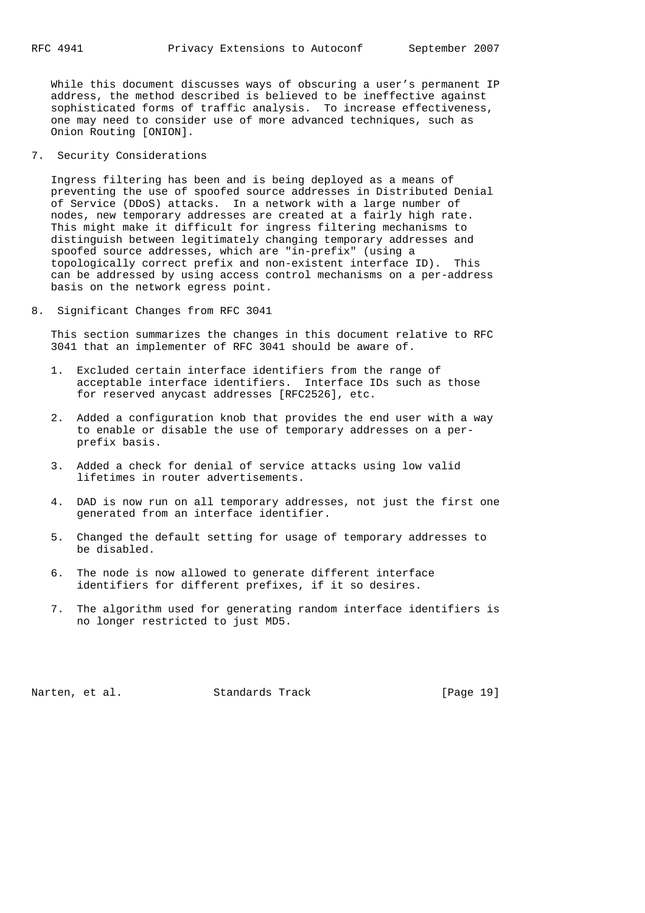While this document discusses ways of obscuring a user's permanent IP address, the method described is believed to be ineffective against sophisticated forms of traffic analysis. To increase effectiveness, one may need to consider use of more advanced techniques, such as Onion Routing [ONION].

## 7. Security Considerations

Ingress filtering has been and is being deployed as a means of preventing the use of spoofed source addresses in Distributed Denial of Service (DDoS) attacks. In a network with a large number of nodes, new temporary addresses are created at a fairly high rate. This might make it difficult for ingress filtering mechanisms to distinguish between legitimately changing temporary addresses and spoofed source addresses, which are "in-prefix" (using a topologically correct prefix and non-existent interface ID). This can be addressed by using access control mechanisms on a per-address basis on the network egress point.

## 8. Significant Changes from RFC 3041

This section summarizes the changes in this document relative to RFC 3041 that an implementer of RFC 3041 should be aware of.

1. Excluded certain interface identifiers from the range of acceptable interface identifiers. Interface IDs such as those for reserved anycast addresses [RFC2526], etc.

2. Added a configuration knob that provides the end user with a way to enable or disable the use of temporary addresses on a per-prefix basis.

3. Added a check for denial of service attacks using low valid lifetimes in router advertisements.

4. DAD is now run on all temporary addresses, not just the first one generated from an interface identifier.

5. Changed the default setting for usage of temporary addresses to be disabled.

6. The node is now allowed to generate different interface identifiers for different prefixes, if it so desires.

7. The algorithm used for generating random interface identifiers is no longer restricted to just MD5.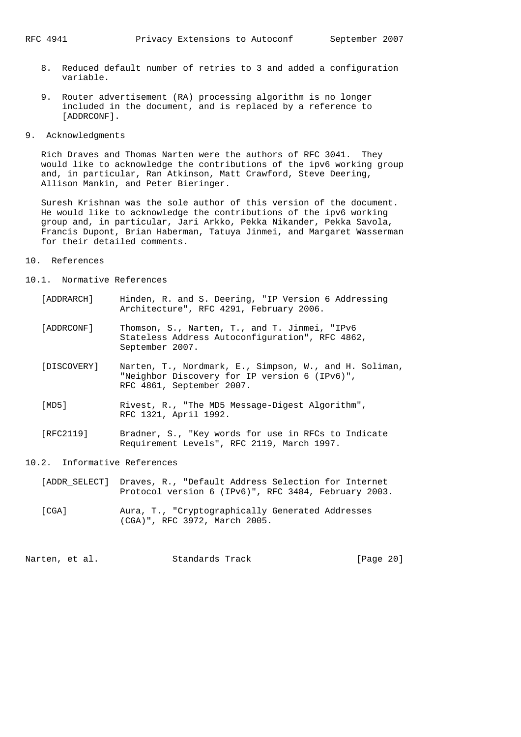8. Reduced default number of retries to 3 and added a configuration variable.

9. Router advertisement (RA) processing algorithm is no longer included in the document, and is replaced by a reference to [ADDRCONF].

## 9. Acknowledgments

Rich Draves and Thomas Narten were the authors of RFC 3041. They would like to acknowledge the contributions of the ipv6 working group and, in particular, Ran Atkinson, Matt Crawford, Steve Deering, Allison Mankin, and Peter Bieringer.

Suresh Krishnan was the sole author of this version of the document. He would like to acknowledge the contributions of the ipv6 working group and, in particular, Jari Arkko, Pekka Nikander, Pekka Savola, Francis Dupont, Brian Haberman, Tatuya Jinmei, and Margaret Wasserman for their detailed comments.

## 10. References

### 10.1. Normative References

[ADDRARCH] Hinden, R. and S. Deering, "IP Version 6 Addressing Architecture", RFC 4291, February 2006.

[ADDRCONF] Thomson, S., Narten, T., and T. Jinmei, "IPv6 Stateless Address Autoconfiguration", RFC 4862, September 2007.

[DISCOVERY] Narten, T., Nordmark, E., Simpson, W., and H. Soliman, "Neighbor Discovery for IP version 6 (IPv6)", RFC 4861, September 2007.

[MD5] Rivest, R., "The MD5 Message-Digest Algorithm", RFC 1321, April 1992.

[RFC2119] Bradner, S., "Key words for use in RFCs to Indicate Requirement Levels", RFC 2119, March 1997.

### 10.2. Informative References

[ADDR_SELECT] Draves, R., "Default Address Selection for Internet Protocol version 6 (IPv6)", RFC 3484, February 2003.

[CGA] Aura, T., "Cryptographically Generated Addresses (CGA)", RFC 3972, March 2005.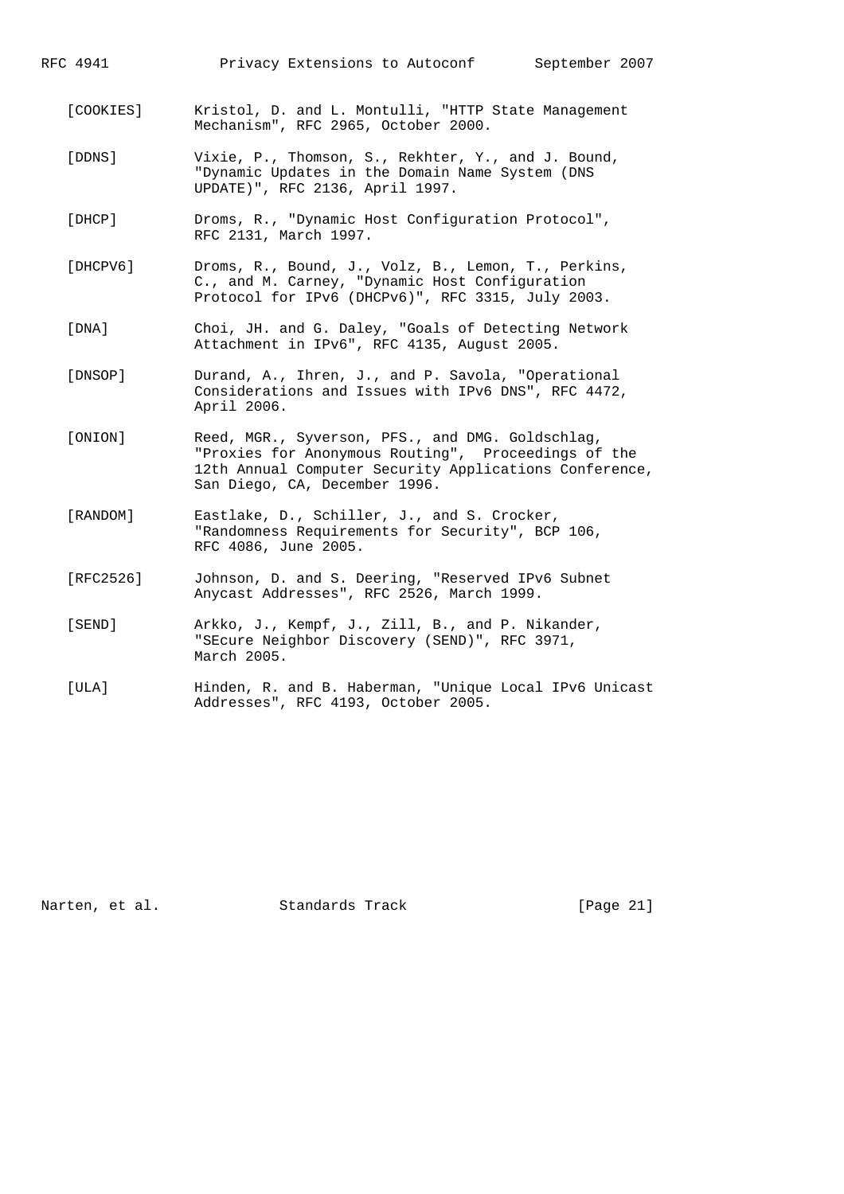[COOKIES] Kristol, D. and L. Montulli, "HTTP State Management Mechanism", RFC 2965, October 2000.

[DDNS] Vixie, P., Thomson, S., Rekhter, Y., and J. Bound, "Dynamic Updates in the Domain Name System (DNS UPDATE)", RFC 2136, April 1997.

[DHCP] Droms, R., "Dynamic Host Configuration Protocol", RFC 2131, March 1997.

[DHCPV6] Droms, R., Bound, J., Volz, B., Lemon, T., Perkins, C., and M. Carney, "Dynamic Host Configuration Protocol for IPv6 (DHCPv6)", RFC 3315, July 2003.

[DNA] Choi, JH. and G. Daley, "Goals of Detecting Network Attachment in IPv6", RFC 4135, August 2005.

[DNSOP] Durand, A., Ihren, J., and P. Savola, "Operational Considerations and Issues with IPv6 DNS", RFC 4472, April 2006.

[ONION] Reed, MGR., Syverson, PFS., and DMG. Goldschlag, "Proxies for Anonymous Routing", Proceedings of the 12th Annual Computer Security Applications Conference, San Diego, CA, December 1996.

[RANDOM] Eastlake, D., Schiller, J., and S. Crocker, "Randomness Requirements for Security", BCP 106, RFC 4086, June 2005.

[RFC2526] Johnson, D. and S. Deering, "Reserved IPv6 Subnet Anycast Addresses", RFC 2526, March 1999.

[SEND] Arkko, J., Kempf, J., Zill, B., and P. Nikander, "SEcure Neighbor Discovery (SEND)", RFC 3971, March 2005.

[ULA] Hinden, R. and B. Haberman, "Unique Local IPv6 Unicast Addresses", RFC 4193, October 2005.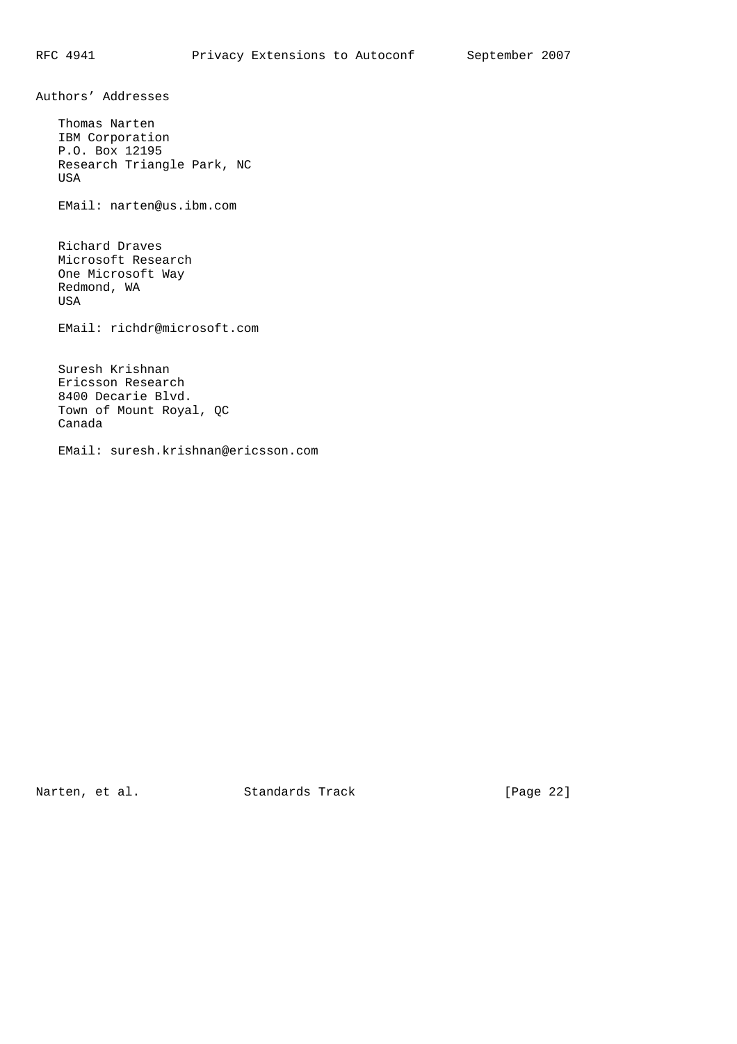## Authors' Addresses

Thomas Narten
IBM Corporation
P.O. Box 12195
Research Triangle Park, NC
USA

EMail: narten@us.ibm.com

Richard Draves
Microsoft Research
One Microsoft Way
Redmond, WA
USA

EMail: richdr@microsoft.com

Suresh Krishnan
Ericsson Research
8400 Decarie Blvd.
Town of Mount Royal, QC
Canada

EMail: suresh.krishnan@ericsson.com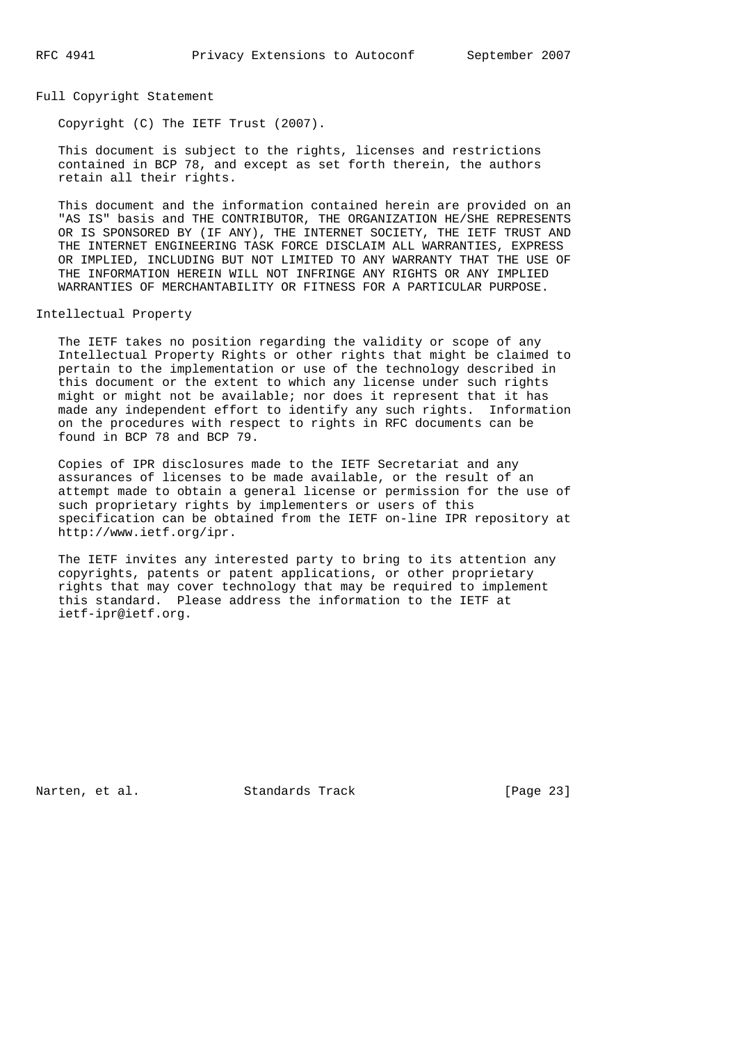## Full Copyright Statement

Copyright (C) The IETF Trust (2007).

This document is subject to the rights, licenses and restrictions contained in BCP 78, and except as set forth therein, the authors retain all their rights.

This document and the information contained herein are provided on an "AS IS" basis and THE CONTRIBUTOR, THE ORGANIZATION HE/SHE REPRESENTS OR IS SPONSORED BY (IF ANY), THE INTERNET SOCIETY, THE IETF TRUST AND THE INTERNET ENGINEERING TASK FORCE DISCLAIM ALL WARRANTIES, EXPRESS OR IMPLIED, INCLUDING BUT NOT LIMITED TO ANY WARRANTY THAT THE USE OF THE INFORMATION HEREIN WILL NOT INFRINGE ANY RIGHTS OR ANY IMPLIED WARRANTIES OF MERCHANTABILITY OR FITNESS FOR A PARTICULAR PURPOSE.

## Intellectual Property

The IETF takes no position regarding the validity or scope of any Intellectual Property Rights or other rights that might be claimed to pertain to the implementation or use of the technology described in this document or the extent to which any license under such rights might or might not be available; nor does it represent that it has made any independent effort to identify any such rights. Information on the procedures with respect to rights in RFC documents can be found in BCP 78 and BCP 79.

Copies of IPR disclosures made to the IETF Secretariat and any assurances of licenses to be made available, or the result of an attempt made to obtain a general license or permission for the use of such proprietary rights by implementers or users of this specification can be obtained from the IETF on-line IPR repository at http://www.ietf.org/ipr.

The IETF invites any interested party to bring to its attention any copyrights, patents or patent applications, or other proprietary rights that may cover technology that may be required to implement this standard. Please address the information to the IETF at ietf-ipr@ietf.org.